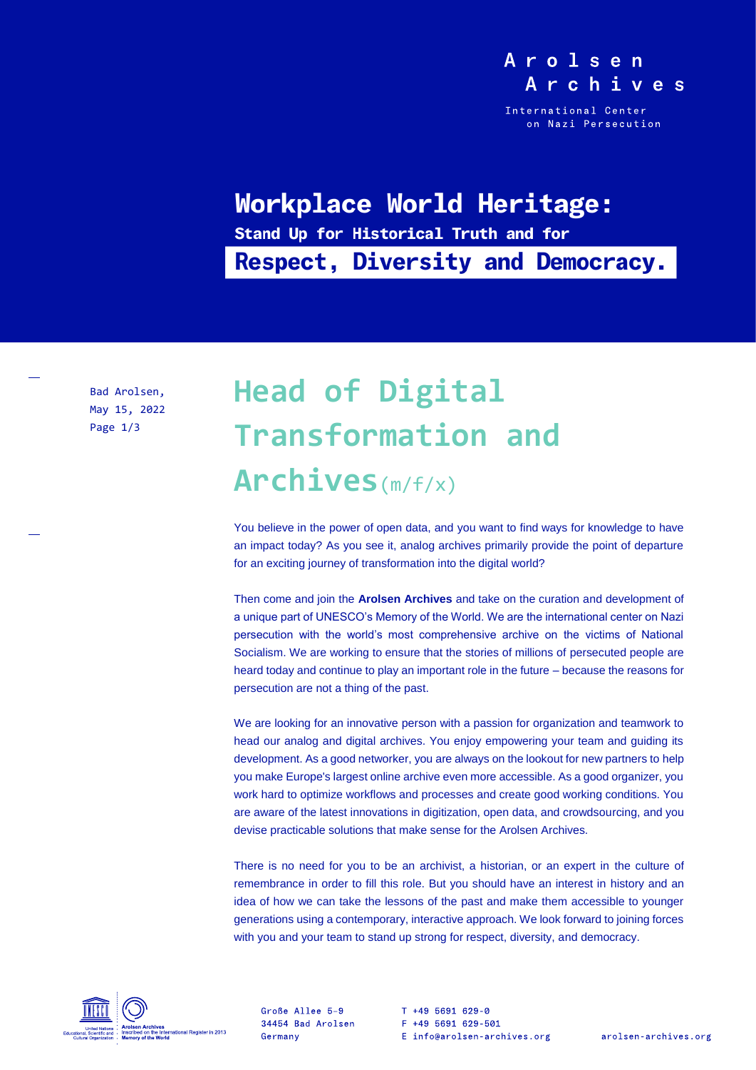Arolsen Archives

International Center on Nazi Persecution

# Workplace World Heritage:

**Stand Up for Historical Truth and for**

**Respect, Diversity and Democracy.**

Bad Arolsen,
May 15, 2022

## Head of Digital Transformation and Archives (m/f/x)

You believe in the power of open data, and you want to find ways for knowledge to have an impact today? As you see it, analog archives primarily provide the point of departure for an exciting journey of transformation into the digital world?

Then come and join the **Arolsen Archives** and take on the curation and development of a unique part of UNESCO's Memory of the World. We are the international center on Nazi persecution with the world's most comprehensive archive on the victims of National Socialism. We are working to ensure that the stories of millions of persecuted people are heard today and continue to play an important role in the future – because the reasons for persecution are not a thing of the past.

We are looking for an innovative person with a passion for organization and teamwork to head our analog and digital archives. You enjoy empowering your team and guiding its development. As a good networker, you are always on the lookout for new partners to help you make Europe's largest online archive even more accessible. As a good organizer, you work hard to optimize workflows and processes and create good working conditions. You are aware of the latest innovations in digitization, open data, and crowdsourcing, and you devise practicable solutions that make sense for the Arolsen Archives.

There is no need for you to be an archivist, a historian, or an expert in the culture of remembrance in order to fill this role. But you should have an interest in history and an idea of how we can take the lessons of the past and make them accessible to younger generations using a contemporary, interactive approach. We look forward to joining forces with you and your team to stand up strong for respect, diversity, and democracy.

United Nations Educational, Scientific and Cultural Organization · Arolsen Archives Inscribed on the International Register in 2013 Memory of the World

Große Allee 5–9
34454 Bad Arolsen
Germany

T +49 5691 629-0
F +49 5691 629-501
E info@arolsen-archives.org

arolsen-archives.org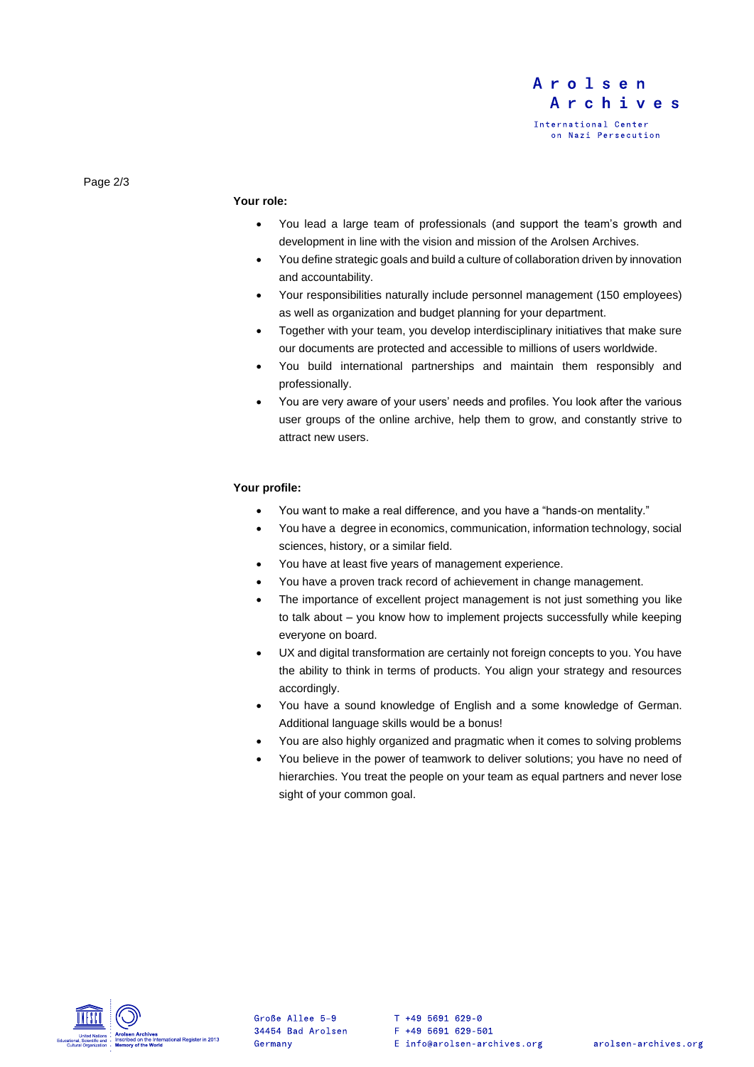**Your role:**

- You lead a large team of professionals (and support the team's growth and development in line with the vision and mission of the Arolsen Archives.
- You define strategic goals and build a culture of collaboration driven by innovation and accountability.
- Your responsibilities naturally include personnel management (150 employees) as well as organization and budget planning for your department.
- Together with your team, you develop interdisciplinary initiatives that make sure our documents are protected and accessible to millions of users worldwide.
- You build international partnerships and maintain them responsibly and professionally.
- You are very aware of your users' needs and profiles. You look after the various user groups of the online archive, help them to grow, and constantly strive to attract new users.

**Your profile:**

- You want to make a real difference, and you have a "hands-on mentality."
- You have a degree in economics, communication, information technology, social sciences, history, or a similar field.
- You have at least five years of management experience.
- You have a proven track record of achievement in change management.
- The importance of excellent project management is not just something you like to talk about – you know how to implement projects successfully while keeping everyone on board.
- UX and digital transformation are certainly not foreign concepts to you. You have the ability to think in terms of products. You align your strategy and resources accordingly.
- You have a sound knowledge of English and a some knowledge of German. Additional language skills would be a bonus!
- You are also highly organized and pragmatic when it comes to solving problems
- You believe in the power of teamwork to deliver solutions; you have no need of hierarchies. You treat the people on your team as equal partners and never lose sight of your common goal.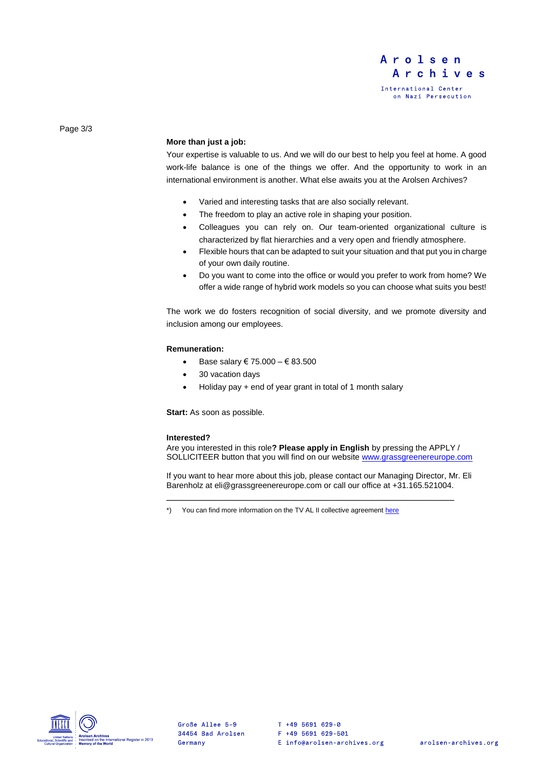**More than just a job:**

Your expertise is valuable to us. And we will do our best to help you feel at home. A good work-life balance is one of the things we offer. And the opportunity to work in an international environment is another. What else awaits you at the Arolsen Archives?

- Varied and interesting tasks that are also socially relevant.
- The freedom to play an active role in shaping your position.
- Colleagues you can rely on. Our team-oriented organizational culture is characterized by flat hierarchies and a very open and friendly atmosphere.
- Flexible hours that can be adapted to suit your situation and that put you in charge of your own daily routine.
- Do you want to come into the office or would you prefer to work from home? We offer a wide range of hybrid work models so you can choose what suits you best!

The work we do fosters recognition of social diversity, and we promote diversity and inclusion among our employees.

**Remuneration:**

- Base salary € 75.000 – € 83.500
- 30 vacation days
- Holiday pay + end of year grant in total of 1 month salary

**Start:** As soon as possible.

**Interested?**

Are you interested in this role**? Please apply in English** by pressing the APPLY / SOLLICITEER button that you will find on our website [www.grassgreenereurope.com](www.grassgreenereurope.com)

If you want to hear more about this job, please contact our Managing Director, Mr. Eli Barenholz at eli@grassgreenereurope.com or call our office at +31.165.521004.

---

*) You can find more information on the TV AL II collective agreement here

Große Allee 5-9
34454 Bad Arolsen
Germany

T +49 5691 629-0
F +49 5691 629-501
E info@arolsen-archives.org

arolsen-archives.org